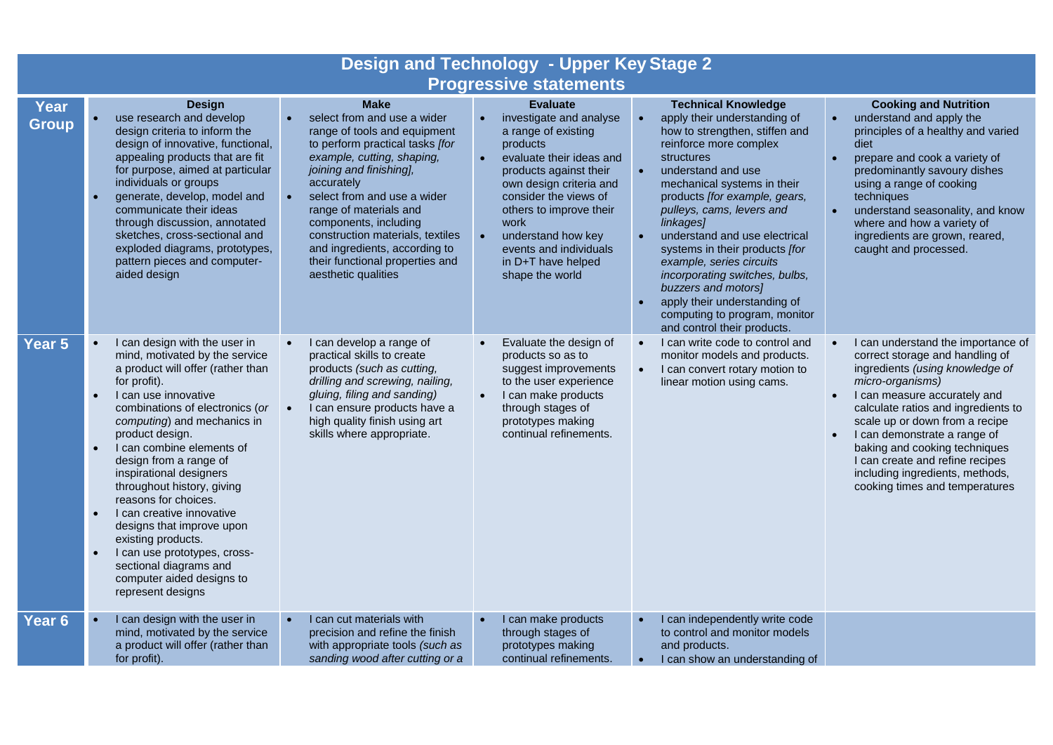# Design and Technology - Upper Key Stage 2

## Progressive statements

| Year Group | Design | Make | Evaluate | Technical Knowledge | Cooking and Nutrition |
|---|---|---|---|---|---|
| | • use research and develop design criteria to inform the design of innovative, functional, appealing products that are fit for purpose, aimed at particular individuals or groups<br>• generate, develop, model and communicate their ideas through discussion, annotated sketches, cross-sectional and exploded diagrams, prototypes, pattern pieces and computer-aided design | • select from and use a wider range of tools and equipment to perform practical tasks *[for example, cutting, shaping, joining and finishing]*, accurately<br>• select from and use a wider range of materials and components, including construction materials, textiles and ingredients, according to their functional properties and aesthetic qualities | • investigate and analyse a range of existing products<br>• evaluate their ideas and products against their own design criteria and consider the views of others to improve their work<br>• understand how key events and individuals in D+T have helped shape the world | • apply their understanding of how to strengthen, stiffen and reinforce more complex structures<br>• understand and use mechanical systems in their products *[for example, gears, pulleys, cams, levers and linkages]*<br>• understand and use electrical systems in their products *[for example, series circuits incorporating switches, bulbs, buzzers and motors]*<br>• apply their understanding of computing to program, monitor and control their products. | • understand and apply the principles of a healthy and varied diet<br>• prepare and cook a variety of predominantly savoury dishes using a range of cooking techniques<br>• understand seasonality, and know where and how a variety of ingredients are grown, reared, caught and processed. |
| **Year 5** | • I can design with the user in mind, motivated by the service a product will offer (rather than for profit).<br>• I can use innovative combinations of electronics (*or computing*) and mechanics in product design.<br>• I can combine elements of design from a range of inspirational designers throughout history, giving reasons for choices.<br>• I can creative innovative designs that improve upon existing products.<br>• I can use prototypes, cross-sectional diagrams and computer aided designs to represent designs | • I can develop a range of practical skills to create products *(such as cutting, drilling and screwing, nailing, gluing, filing and sanding)*<br>• I can ensure products have a high quality finish using art skills where appropriate. | • Evaluate the design of products so as to suggest improvements to the user experience<br>• I can make products through stages of prototypes making continual refinements. | • I can write code to control and monitor models and products.<br>• I can convert rotary motion to linear motion using cams. | • I can understand the importance of correct storage and handling of ingredients *(using knowledge of micro-organisms)*<br>• I can measure accurately and calculate ratios and ingredients to scale up or down from a recipe<br>• I can demonstrate a range of baking and cooking techniques I can create and refine recipes including ingredients, methods, cooking times and temperatures |
| **Year 6** | • I can design with the user in mind, motivated by the service a product will offer (rather than for profit). | • I can cut materials with precision and refine the finish with appropriate tools *(such as sanding wood after cutting or a* | • I can make products through stages of prototypes making continual refinements. | • I can independently write code to control and monitor models and products.<br>• I can show an understanding of | |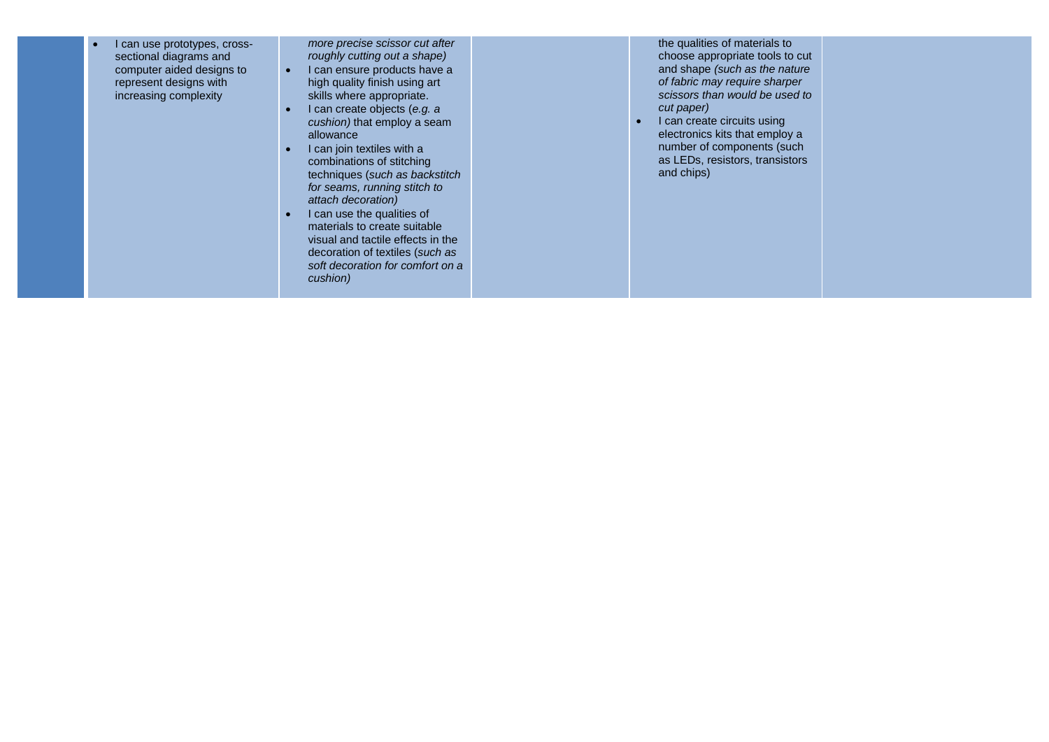| | | | | | |
|---|---|---|---|---|---|
| | • I can use prototypes, cross-sectional diagrams and computer aided designs to represent designs with increasing complexity | *more precise scissor cut after roughly cutting out a shape)*<br>• I can ensure products have a high quality finish using art skills where appropriate.<br>• I can create objects (*e.g. a cushion)* that employ a seam allowance<br>• I can join textiles with a combinations of stitching techniques (*such as backstitch for seams, running stitch to attach decoration)*<br>• I can use the qualities of materials to create suitable visual and tactile effects in the decoration of textiles (*such as soft decoration for comfort on a cushion)* | | the qualities of materials to choose appropriate tools to cut and shape *(such as the nature of fabric may require sharper scissors than would be used to cut paper)*<br>• I can create circuits using electronics kits that employ a number of components (such as LEDs, resistors, transistors and chips) | |